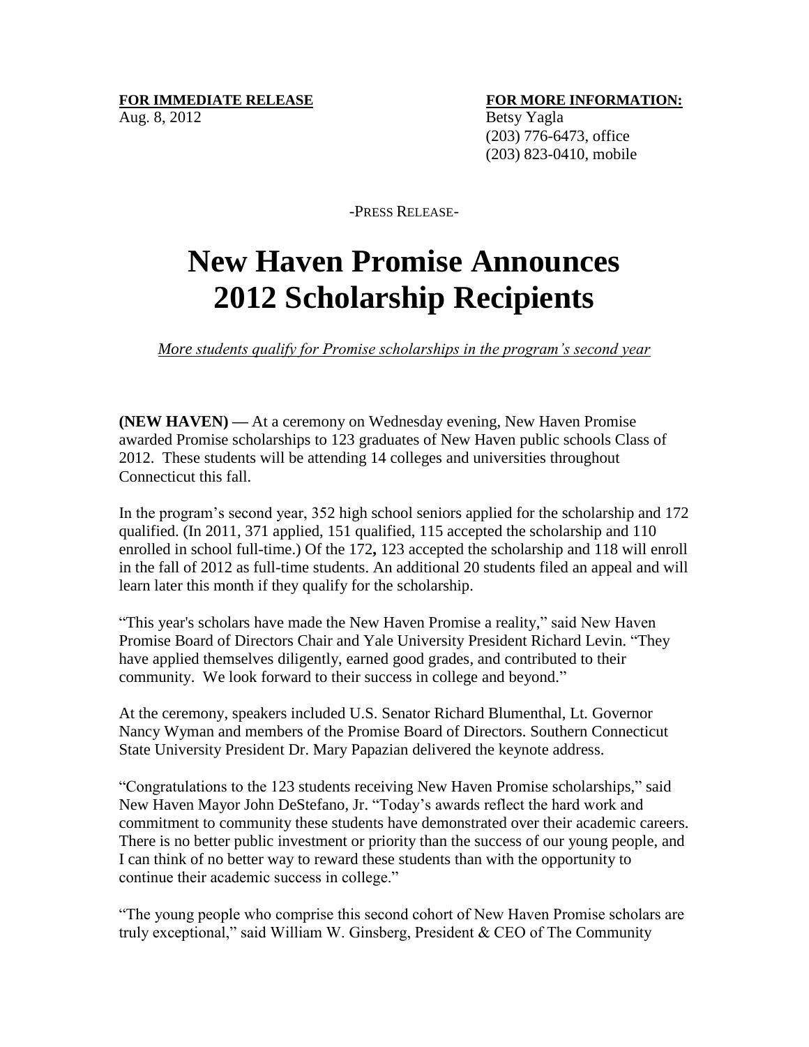**FOR IMMEDIATE RELEASE**
Aug. 8, 2012

**FOR MORE INFORMATION:**
Betsy Yagla
(203) 776-6473, office
(203) 823-0410, mobile

-PRESS RELEASE-

# New Haven Promise Announces 2012 Scholarship Recipients

*More students qualify for Promise scholarships in the program's second year*

**(NEW HAVEN) —** At a ceremony on Wednesday evening, New Haven Promise awarded Promise scholarships to 123 graduates of New Haven public schools Class of 2012. These students will be attending 14 colleges and universities throughout Connecticut this fall.

In the program's second year, 352 high school seniors applied for the scholarship and 172 qualified. (In 2011, 371 applied, 151 qualified, 115 accepted the scholarship and 110 enrolled in school full-time.) Of the 172**,** 123 accepted the scholarship and 118 will enroll in the fall of 2012 as full-time students. An additional 20 students filed an appeal and will learn later this month if they qualify for the scholarship.

"This year's scholars have made the New Haven Promise a reality," said New Haven Promise Board of Directors Chair and Yale University President Richard Levin. "They have applied themselves diligently, earned good grades, and contributed to their community. We look forward to their success in college and beyond."

At the ceremony, speakers included U.S. Senator Richard Blumenthal, Lt. Governor Nancy Wyman and members of the Promise Board of Directors. Southern Connecticut State University President Dr. Mary Papazian delivered the keynote address.

"Congratulations to the 123 students receiving New Haven Promise scholarships," said New Haven Mayor John DeStefano, Jr. "Today's awards reflect the hard work and commitment to community these students have demonstrated over their academic careers. There is no better public investment or priority than the success of our young people, and I can think of no better way to reward these students than with the opportunity to continue their academic success in college."

"The young people who comprise this second cohort of New Haven Promise scholars are truly exceptional," said William W. Ginsberg, President & CEO of The Community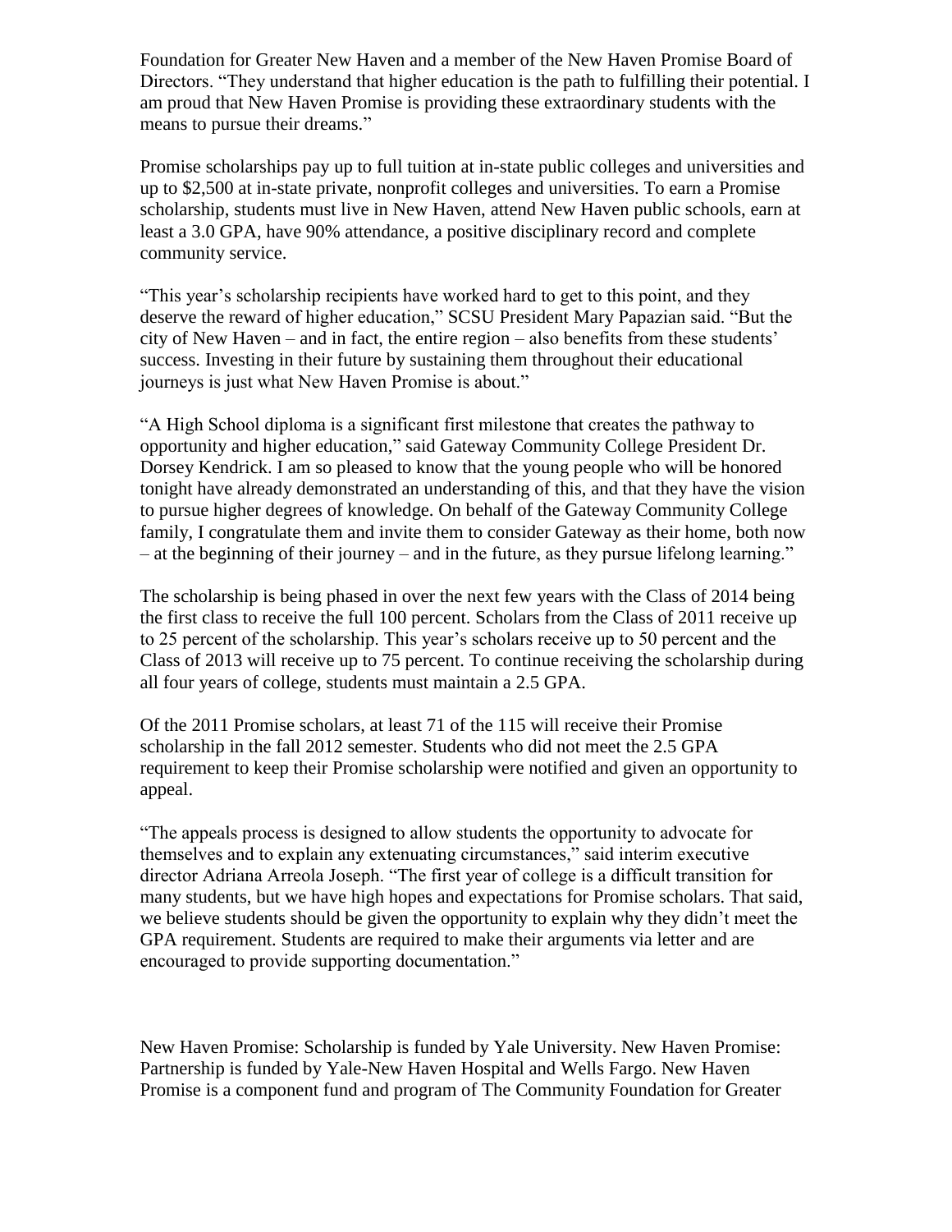Foundation for Greater New Haven and a member of the New Haven Promise Board of Directors. "They understand that higher education is the path to fulfilling their potential. I am proud that New Haven Promise is providing these extraordinary students with the means to pursue their dreams."

Promise scholarships pay up to full tuition at in-state public colleges and universities and up to $2,500 at in-state private, nonprofit colleges and universities. To earn a Promise scholarship, students must live in New Haven, attend New Haven public schools, earn at least a 3.0 GPA, have 90% attendance, a positive disciplinary record and complete community service.

"This year's scholarship recipients have worked hard to get to this point, and they deserve the reward of higher education," SCSU President Mary Papazian said. "But the city of New Haven – and in fact, the entire region – also benefits from these students' success. Investing in their future by sustaining them throughout their educational journeys is just what New Haven Promise is about."

"A High School diploma is a significant first milestone that creates the pathway to opportunity and higher education," said Gateway Community College President Dr. Dorsey Kendrick. I am so pleased to know that the young people who will be honored tonight have already demonstrated an understanding of this, and that they have the vision to pursue higher degrees of knowledge. On behalf of the Gateway Community College family, I congratulate them and invite them to consider Gateway as their home, both now – at the beginning of their journey – and in the future, as they pursue lifelong learning."

The scholarship is being phased in over the next few years with the Class of 2014 being the first class to receive the full 100 percent. Scholars from the Class of 2011 receive up to 25 percent of the scholarship. This year's scholars receive up to 50 percent and the Class of 2013 will receive up to 75 percent. To continue receiving the scholarship during all four years of college, students must maintain a 2.5 GPA.

Of the 2011 Promise scholars, at least 71 of the 115 will receive their Promise scholarship in the fall 2012 semester. Students who did not meet the 2.5 GPA requirement to keep their Promise scholarship were notified and given an opportunity to appeal.

"The appeals process is designed to allow students the opportunity to advocate for themselves and to explain any extenuating circumstances," said interim executive director Adriana Arreola Joseph. "The first year of college is a difficult transition for many students, but we have high hopes and expectations for Promise scholars. That said, we believe students should be given the opportunity to explain why they didn't meet the GPA requirement. Students are required to make their arguments via letter and are encouraged to provide supporting documentation."

New Haven Promise: Scholarship is funded by Yale University. New Haven Promise: Partnership is funded by Yale-New Haven Hospital and Wells Fargo. New Haven Promise is a component fund and program of The Community Foundation for Greater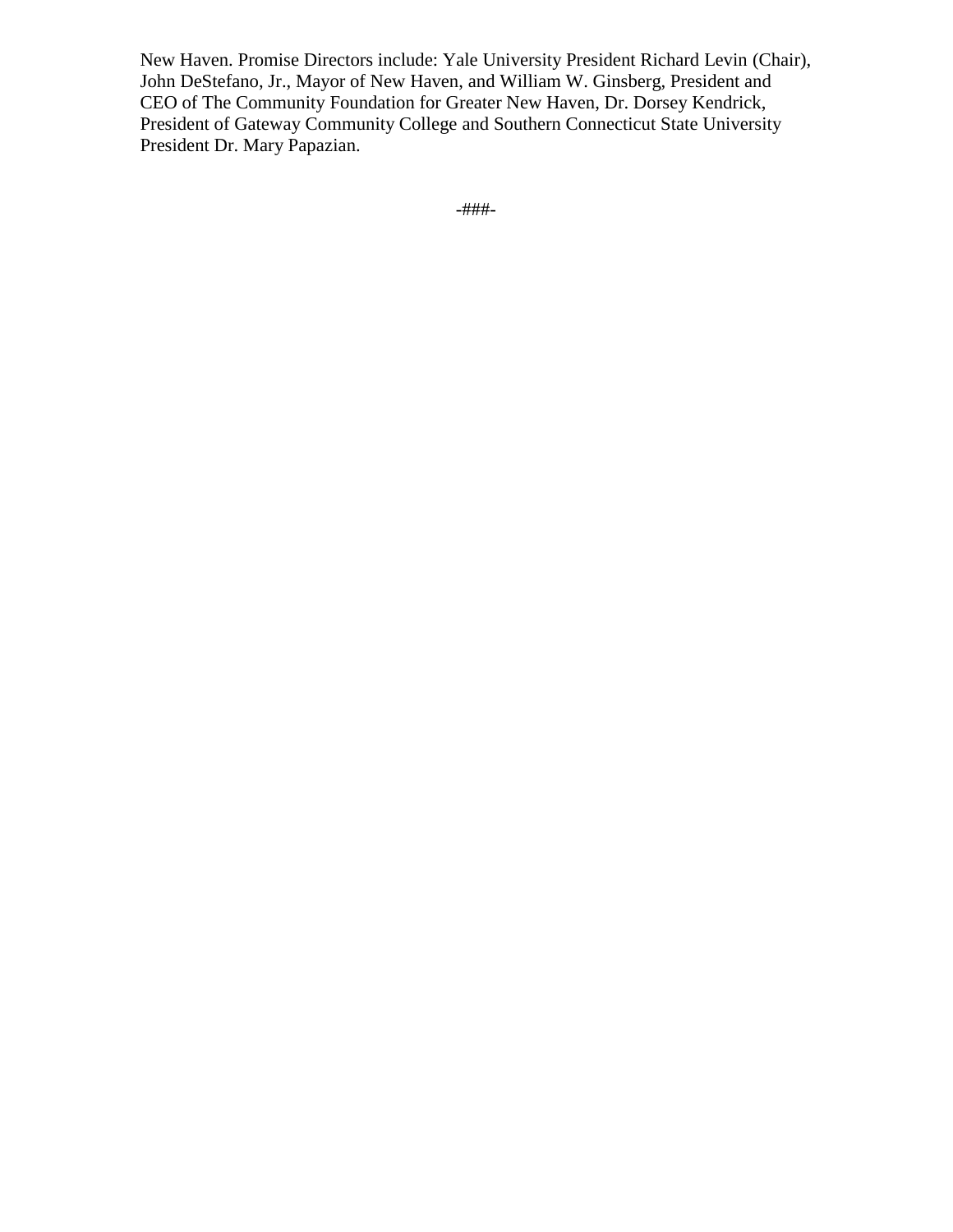New Haven. Promise Directors include: Yale University President Richard Levin (Chair), John DeStefano, Jr., Mayor of New Haven, and William W. Ginsberg, President and CEO of The Community Foundation for Greater New Haven, Dr. Dorsey Kendrick, President of Gateway Community College and Southern Connecticut State University President Dr. Mary Papazian.

-###-